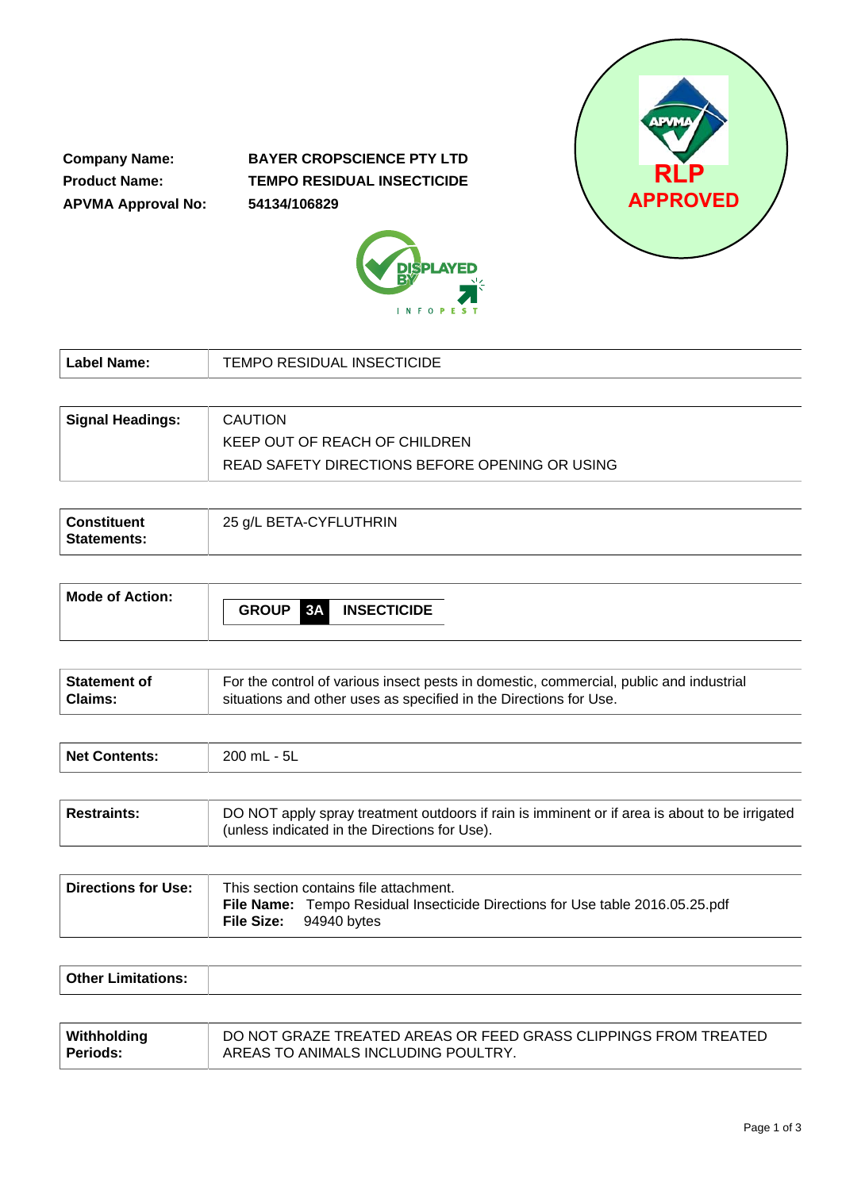**Company Name:** BAYER CROPSCIENCE PTY LTD

**Product Name:** TEMPO RESIDUAL INSECTICIDE

**APVMA Approval No:** 54134/106829

RLP APPROVED

| **Label Name:** | TEMPO RESIDUAL INSECTICIDE |
|---|---|

| **Signal Headings:** | CAUTION<br>KEEP OUT OF REACH OF CHILDREN<br>READ SAFETY DIRECTIONS BEFORE OPENING OR USING |
|---|---|

| **Constituent Statements:** | 25 g/L BETA-CYFLUTHRIN |
|---|---|

| **Mode of Action:** | **GROUP 3A INSECTICIDE** |
|---|---|

| **Statement of Claims:** | For the control of various insect pests in domestic, commercial, public and industrial situations and other uses as specified in the Directions for Use. |
|---|---|

| **Net Contents:** | 200 mL - 5L |
|---|---|

| **Restraints:** | DO NOT apply spray treatment outdoors if rain is imminent or if area is about to be irrigated (unless indicated in the Directions for Use). |
|---|---|

| **Directions for Use:** | This section contains file attachment.<br>**File Name:** Tempo Residual Insecticide Directions for Use table 2016.05.25.pdf<br>**File Size:** 94940 bytes |
|---|---|

| **Other Limitations:** | |
|---|---|

| **Withholding Periods:** | DO NOT GRAZE TREATED AREAS OR FEED GRASS CLIPPINGS FROM TREATED AREAS TO ANIMALS INCLUDING POULTRY. |
|---|---|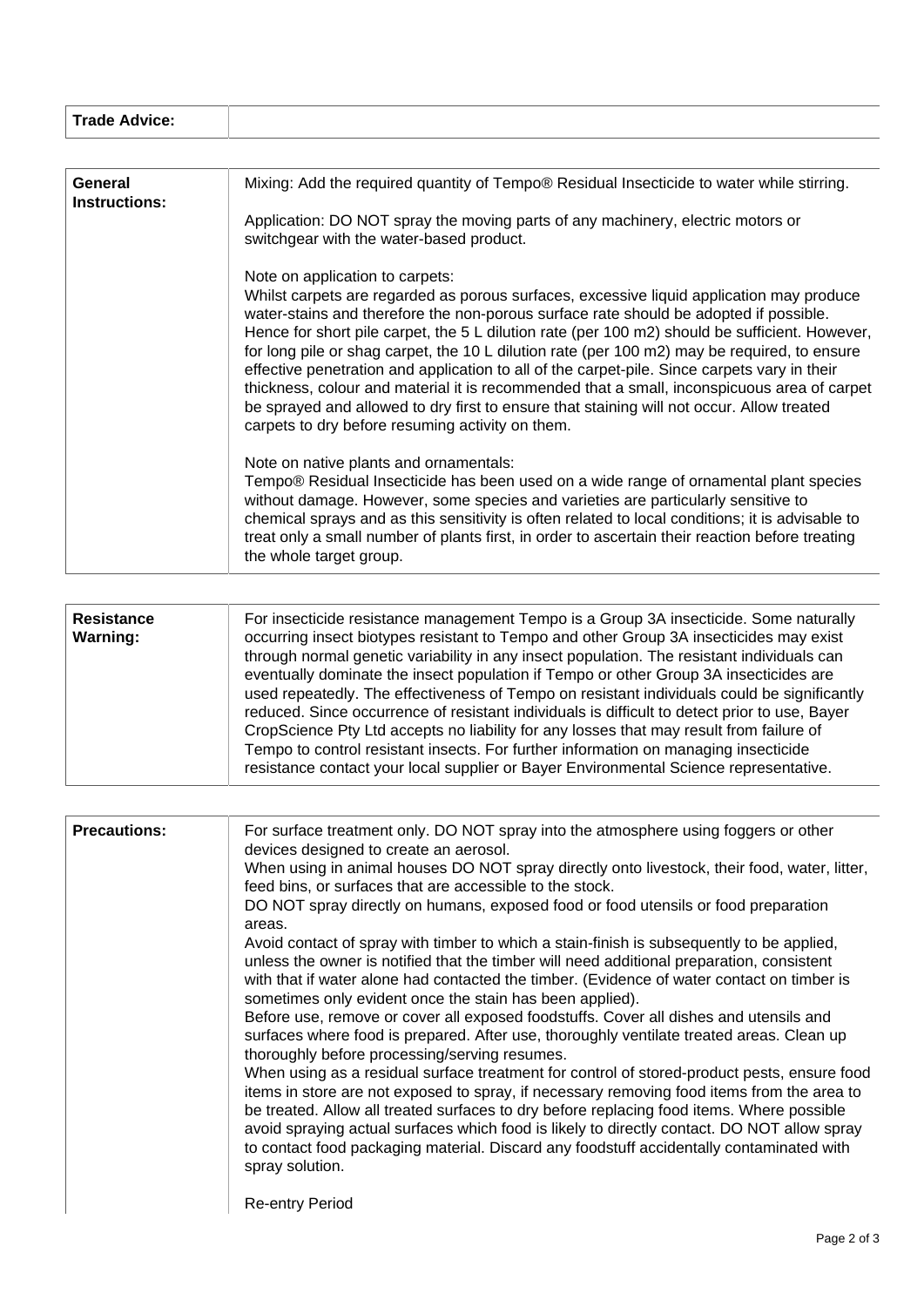| **Trade Advice:** | |
|---|---|

| **General Instructions:** | Mixing: Add the required quantity of Tempo® Residual Insecticide to water while stirring.<br><br>Application: DO NOT spray the moving parts of any machinery, electric motors or switchgear with the water-based product.<br><br>Note on application to carpets:<br>Whilst carpets are regarded as porous surfaces, excessive liquid application may produce water-stains and therefore the non-porous surface rate should be adopted if possible. Hence for short pile carpet, the 5 L dilution rate (per 100 m2) should be sufficient. However, for long pile or shag carpet, the 10 L dilution rate (per 100 m2) may be required, to ensure effective penetration and application to all of the carpet-pile. Since carpets vary in their thickness, colour and material it is recommended that a small, inconspicuous area of carpet be sprayed and allowed to dry first to ensure that staining will not occur. Allow treated carpets to dry before resuming activity on them.<br><br>Note on native plants and ornamentals:<br>Tempo® Residual Insecticide has been used on a wide range of ornamental plant species without damage. However, some species and varieties are particularly sensitive to chemical sprays and as this sensitivity is often related to local conditions; it is advisable to treat only a small number of plants first, in order to ascertain their reaction before treating the whole target group. |
|---|---|

| **Resistance Warning:** | For insecticide resistance management Tempo is a Group 3A insecticide. Some naturally occurring insect biotypes resistant to Tempo and other Group 3A insecticides may exist through normal genetic variability in any insect population. The resistant individuals can eventually dominate the insect population if Tempo or other Group 3A insecticides are used repeatedly. The effectiveness of Tempo on resistant individuals could be significantly reduced. Since occurrence of resistant individuals is difficult to detect prior to use, Bayer CropScience Pty Ltd accepts no liability for any losses that may result from failure of Tempo to control resistant insects. For further information on managing insecticide resistance contact your local supplier or Bayer Environmental Science representative. |
|---|---|

| **Precautions:** | For surface treatment only. DO NOT spray into the atmosphere using foggers or other devices designed to create an aerosol.<br>When using in animal houses DO NOT spray directly onto livestock, their food, water, litter, feed bins, or surfaces that are accessible to the stock.<br>DO NOT spray directly on humans, exposed food or food utensils or food preparation areas.<br>Avoid contact of spray with timber to which a stain-finish is subsequently to be applied, unless the owner is notified that the timber will need additional preparation, consistent with that if water alone had contacted the timber. (Evidence of water contact on timber is sometimes only evident once the stain has been applied).<br>Before use, remove or cover all exposed foodstuffs. Cover all dishes and utensils and surfaces where food is prepared. After use, thoroughly ventilate treated areas. Clean up thoroughly before processing/serving resumes.<br>When using as a residual surface treatment for control of stored-product pests, ensure food items in store are not exposed to spray, if necessary removing food items from the area to be treated. Allow all treated surfaces to dry before replacing food items. Where possible avoid spraying actual surfaces which food is likely to directly contact. DO NOT allow spray to contact food packaging material. Discard any foodstuff accidentally contaminated with spray solution.<br><br>Re-entry Period |
|---|---|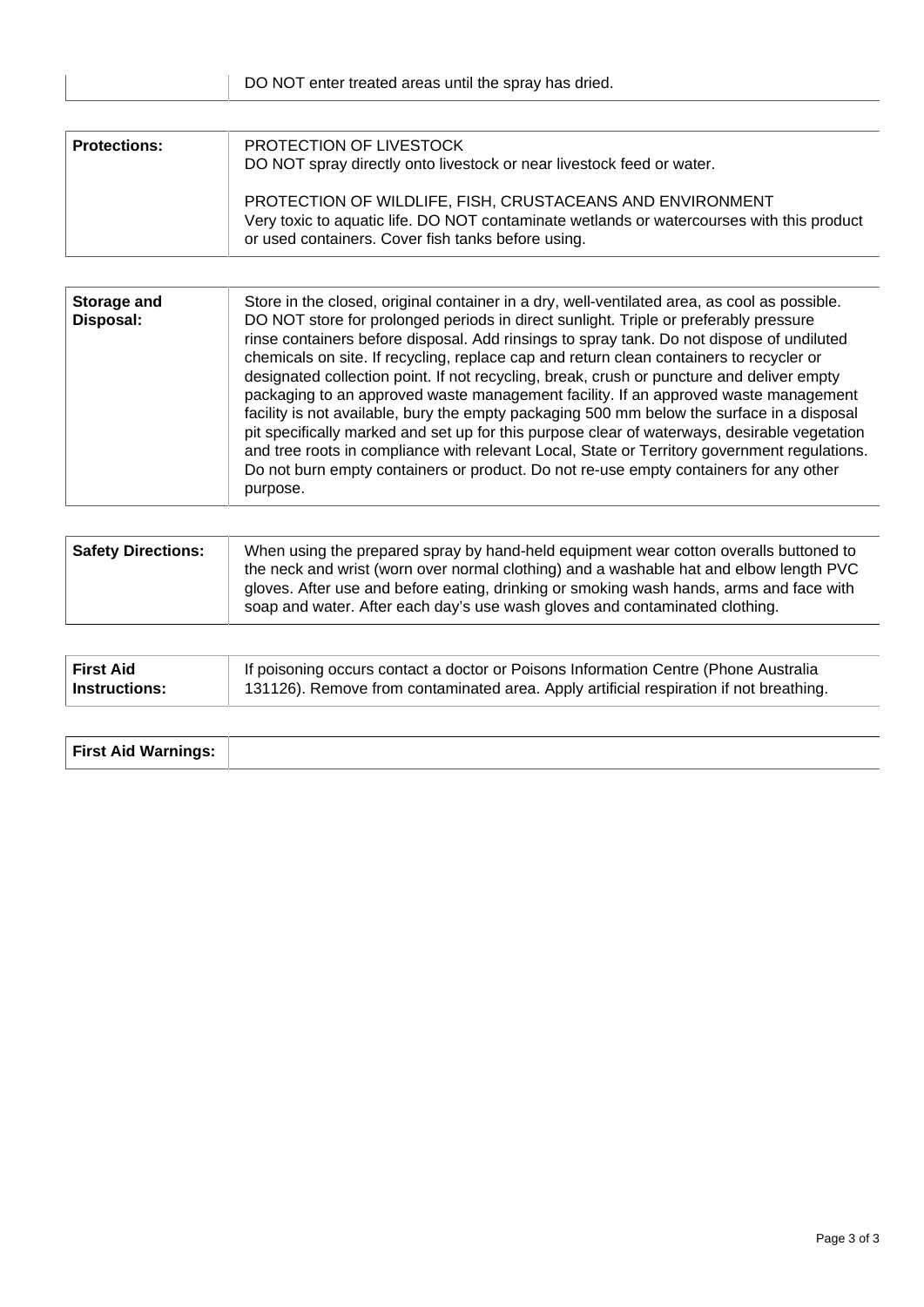| | |
|---|---|
| | DO NOT enter treated areas until the spray has dried. |

| | |
|---|---|
| **Protections:** | PROTECTION OF LIVESTOCK<br>DO NOT spray directly onto livestock or near livestock feed or water.<br><br>PROTECTION OF WILDLIFE, FISH, CRUSTACEANS AND ENVIRONMENT<br>Very toxic to aquatic life. DO NOT contaminate wetlands or watercourses with this product or used containers. Cover fish tanks before using. |

| | |
|---|---|
| **Storage and Disposal:** | Store in the closed, original container in a dry, well-ventilated area, as cool as possible. DO NOT store for prolonged periods in direct sunlight. Triple or preferably pressure rinse containers before disposal. Add rinsings to spray tank. Do not dispose of undiluted chemicals on site. If recycling, replace cap and return clean containers to recycler or designated collection point. If not recycling, break, crush or puncture and deliver empty packaging to an approved waste management facility. If an approved waste management facility is not available, bury the empty packaging 500 mm below the surface in a disposal pit specifically marked and set up for this purpose clear of waterways, desirable vegetation and tree roots in compliance with relevant Local, State or Territory government regulations. Do not burn empty containers or product. Do not re-use empty containers for any other purpose. |

| | |
|---|---|
| **Safety Directions:** | When using the prepared spray by hand-held equipment wear cotton overalls buttoned to the neck and wrist (worn over normal clothing) and a washable hat and elbow length PVC gloves. After use and before eating, drinking or smoking wash hands, arms and face with soap and water. After each day's use wash gloves and contaminated clothing. |

| | |
|---|---|
| **First Aid Instructions:** | If poisoning occurs contact a doctor or Poisons Information Centre (Phone Australia 131126). Remove from contaminated area. Apply artificial respiration if not breathing. |

| | |
|---|---|
| **First Aid Warnings:** | |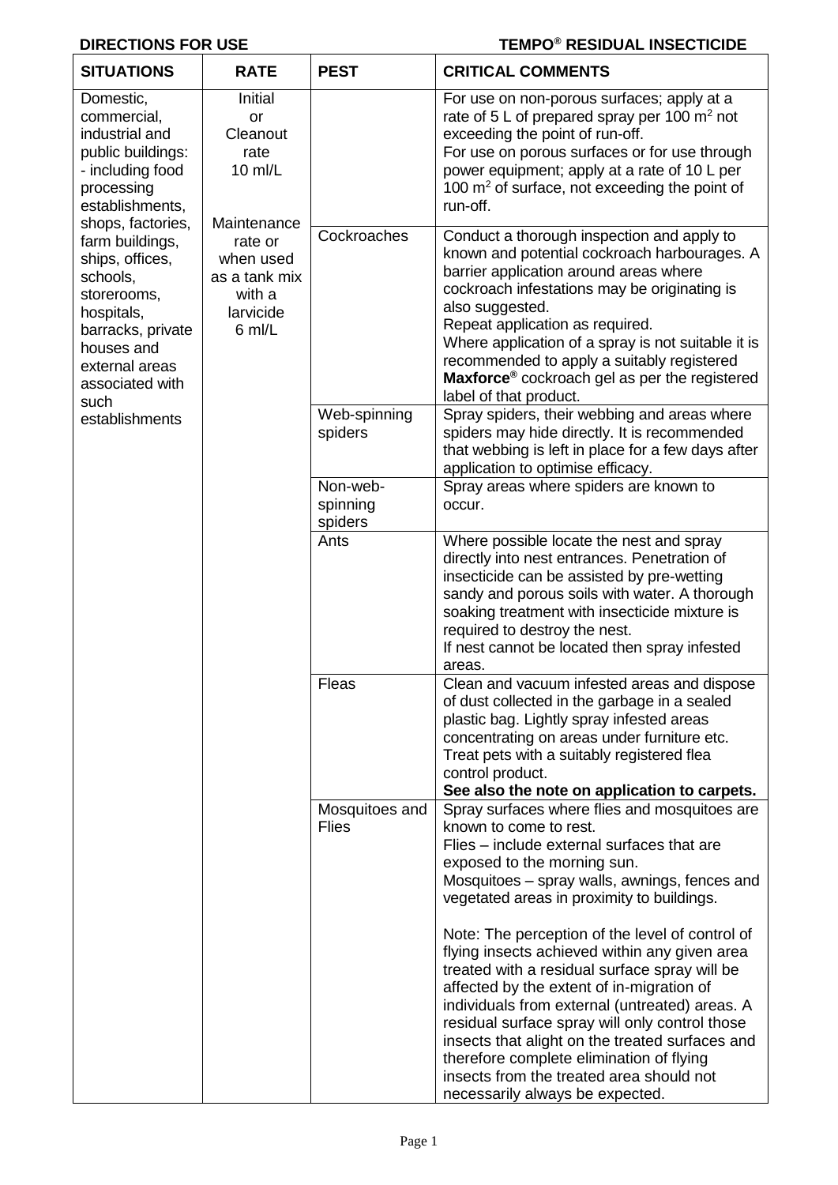**DIRECTIONS FOR USE** **TEMPO® RESIDUAL INSECTICIDE**

| SITUATIONS | RATE | PEST | CRITICAL COMMENTS |
|---|---|---|---|
| Domestic, commercial, industrial and public buildings: - including food processing establishments, shops, factories, farm buildings, ships, offices, schools, storerooms, hospitals, barracks, private houses and external areas associated with such establishments | Initial or Cleanout rate 10 ml/L<br><br>Maintenance rate or when used as a tank mix with a larvicide 6 ml/L | | For use on non-porous surfaces; apply at a rate of 5 L of prepared spray per 100 m² not exceeding the point of run-off.<br>For use on porous surfaces or for use through power equipment; apply at a rate of 10 L per 100 m² of surface, not exceeding the point of run-off. |
| | | Cockroaches | Conduct a thorough inspection and apply to known and potential cockroach harbourages. A barrier application around areas where cockroach infestations may be originating is also suggested.<br>Repeat application as required.<br>Where application of a spray is not suitable it is recommended to apply a suitably registered **Maxforce®** cockroach gel as per the registered label of that product. |
| | | Web-spinning spiders | Spray spiders, their webbing and areas where spiders may hide directly. It is recommended that webbing is left in place for a few days after application to optimise efficacy. |
| | | Non-web-spinning spiders | Spray areas where spiders are known to occur. |
| | | Ants | Where possible locate the nest and spray directly into nest entrances. Penetration of insecticide can be assisted by pre-wetting sandy and porous soils with water. A thorough soaking treatment with insecticide mixture is required to destroy the nest.<br>If nest cannot be located then spray infested areas. |
| | | Fleas | Clean and vacuum infested areas and dispose of dust collected in the garbage in a sealed plastic bag. Lightly spray infested areas concentrating on areas under furniture etc. Treat pets with a suitably registered flea control product.<br>**See also the note on application to carpets.** |
| | | Mosquitoes and Flies | Spray surfaces where flies and mosquitoes are known to come to rest.<br>Flies – include external surfaces that are exposed to the morning sun.<br>Mosquitoes – spray walls, awnings, fences and vegetated areas in proximity to buildings.<br><br>Note: The perception of the level of control of flying insects achieved within any given area treated with a residual surface spray will be affected by the extent of in-migration of individuals from external (untreated) areas. A residual surface spray will only control those insects that alight on the treated surfaces and therefore complete elimination of flying insects from the treated area should not necessarily always be expected. |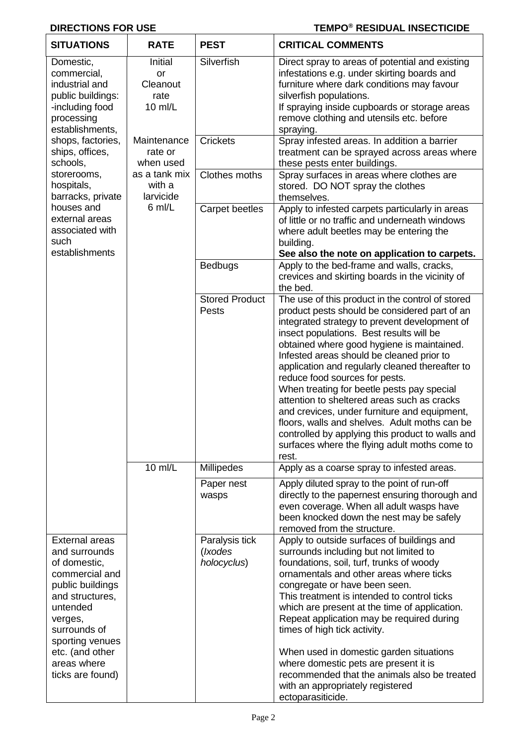**DIRECTIONS FOR USE** **TEMPO® RESIDUAL INSECTICIDE**

| SITUATIONS | RATE | PEST | CRITICAL COMMENTS |
|---|---|---|---|
| Domestic, commercial, industrial and public buildings: -including food processing establishments, shops, factories, ships, offices, schools, storerooms, hospitals, barracks, private houses and external areas associated with such establishments | Initial or Cleanout rate 10 ml/L<br><br>Maintenance rate or when used as a tank mix with a larvicide 6 ml/L | Silverfish | Direct spray to areas of potential and existing infestations e.g. under skirting boards and furniture where dark conditions may favour silverfish populations.<br>If spraying inside cupboards or storage areas remove clothing and utensils etc. before spraying. |
| | | Crickets | Spray infested areas. In addition a barrier treatment can be sprayed across areas where these pests enter buildings. |
| | | Clothes moths | Spray surfaces in areas where clothes are stored. DO NOT spray the clothes themselves. |
| | | Carpet beetles | Apply to infested carpets particularly in areas of little or no traffic and underneath windows where adult beetles may be entering the building.<br>**See also the note on application to carpets.** |
| | | Bedbugs | Apply to the bed-frame and walls, cracks, crevices and skirting boards in the vicinity of the bed. |
| | | Stored Product Pests | The use of this product in the control of stored product pests should be considered part of an integrated strategy to prevent development of insect populations. Best results will be obtained where good hygiene is maintained. Infested areas should be cleaned prior to application and regularly cleaned thereafter to reduce food sources for pests.<br>When treating for beetle pests pay special attention to sheltered areas such as cracks and crevices, under furniture and equipment, floors, walls and shelves. Adult moths can be controlled by applying this product to walls and surfaces where the flying adult moths come to rest. |
| | 10 ml/L | Millipedes | Apply as a coarse spray to infested areas. |
| | | Paper nest wasps | Apply diluted spray to the point of run-off directly to the papernest ensuring thorough and even coverage. When all adult wasps have been knocked down the nest may be safely removed from the structure. |
| External areas and surrounds of domestic, commercial and public buildings and structures, untended verges, surrounds of sporting venues etc. (and other areas where ticks are found) | | Paralysis tick (*Ixodes holocyclus*) | Apply to outside surfaces of buildings and surrounds including but not limited to foundations, soil, turf, trunks of woody ornamentals and other areas where ticks congregate or have been seen.<br>This treatment is intended to control ticks which are present at the time of application. Repeat application may be required during times of high tick activity.<br><br>When used in domestic garden situations where domestic pets are present it is recommended that the animals also be treated with an appropriately registered ectoparasiticide. |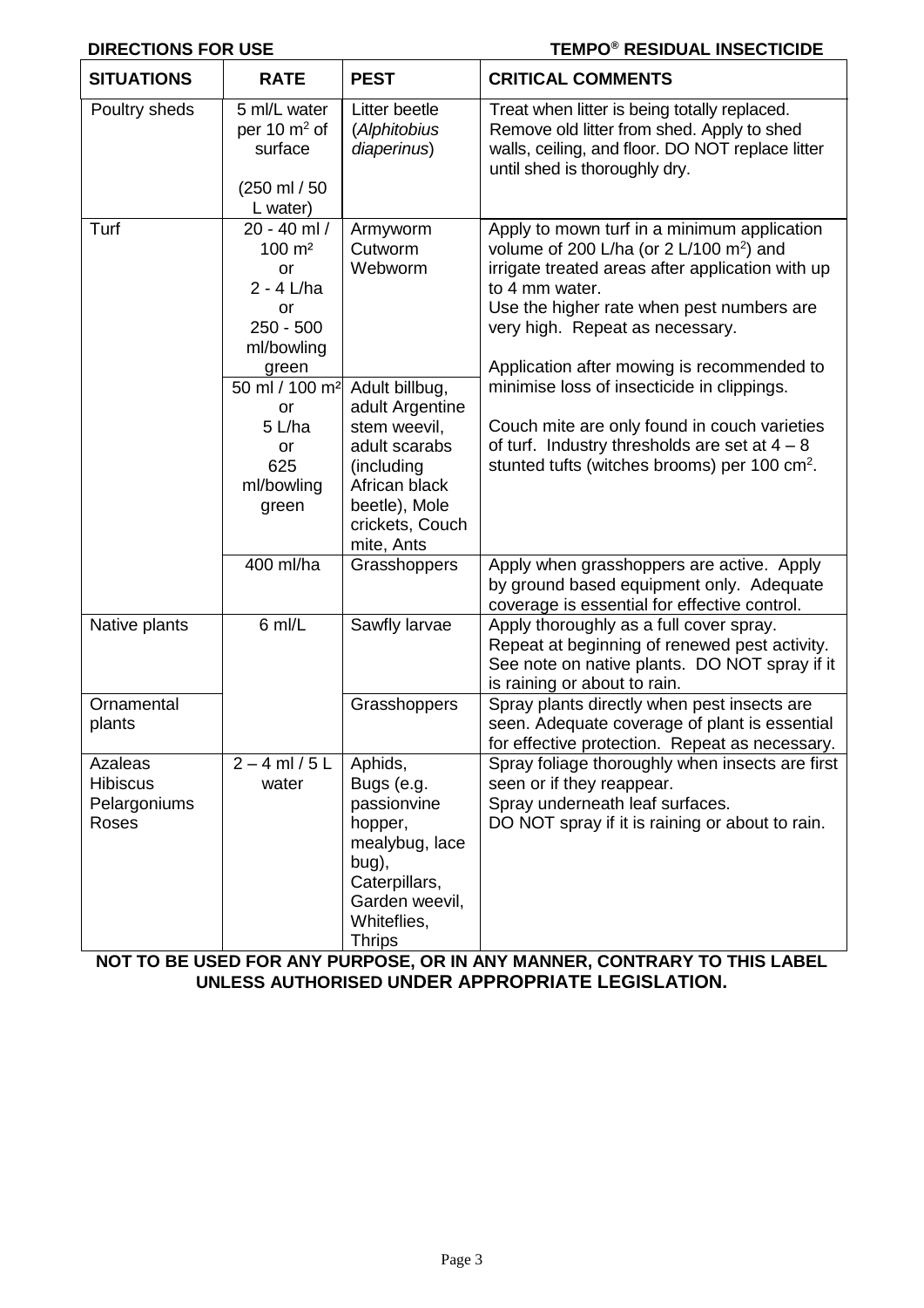**DIRECTIONS FOR USE** **TEMPO® RESIDUAL INSECTICIDE**

| SITUATIONS | RATE | PEST | CRITICAL COMMENTS |
|---|---|---|---|
| Poultry sheds | 5 ml/L water per 10 $m^2$ of surface (250 ml / 50 L water) | Litter beetle (*Alphitobius diaperinus*) | Treat when litter is being totally replaced. Remove old litter from shed. Apply to shed walls, ceiling, and floor. DO NOT replace litter until shed is thoroughly dry. |
| Turf | 20 - 40 ml / 100 m² or 2 - 4 L/ha or 250 - 500 ml/bowling green | Armyworm Cutworm Webworm | Apply to mown turf in a minimum application volume of 200 L/ha (or 2 L/100 $m^2$) and irrigate treated areas after application with up to 4 mm water. Use the higher rate when pest numbers are very high. Repeat as necessary. Application after mowing is recommended to minimise loss of insecticide in clippings. Couch mite are only found in couch varieties of turf. Industry thresholds are set at 4 – 8 stunted tufts (witches brooms) per 100 $cm^2$. |
| | 50 ml / 100 m² or 5 L/ha or 625 ml/bowling green | Adult billbug, adult Argentine stem weevil, adult scarabs (including African black beetle), Mole crickets, Couch mite, Ants | |
| | 400 ml/ha | Grasshoppers | Apply when grasshoppers are active. Apply by ground based equipment only. Adequate coverage is essential for effective control. |
| Native plants | 6 ml/L | Sawfly larvae | Apply thoroughly as a full cover spray. Repeat at beginning of renewed pest activity. See note on native plants. DO NOT spray if it is raining or about to rain. |
| Ornamental plants | | Grasshoppers | Spray plants directly when pest insects are seen. Adequate coverage of plant is essential for effective protection. Repeat as necessary. |
| Azaleas Hibiscus Pelargoniums Roses | 2 – 4 ml / 5 L water | Aphids, Bugs (e.g. passionvine hopper, mealybug, lace bug), Caterpillars, Garden weevil, Whiteflies, Thrips | Spray foliage thoroughly when insects are first seen or if they reappear. Spray underneath leaf surfaces. DO NOT spray if it is raining or about to rain. |

**NOT TO BE USED FOR ANY PURPOSE, OR IN ANY MANNER, CONTRARY TO THIS LABEL UNLESS AUTHORISED UNDER APPROPRIATE LEGISLATION.**